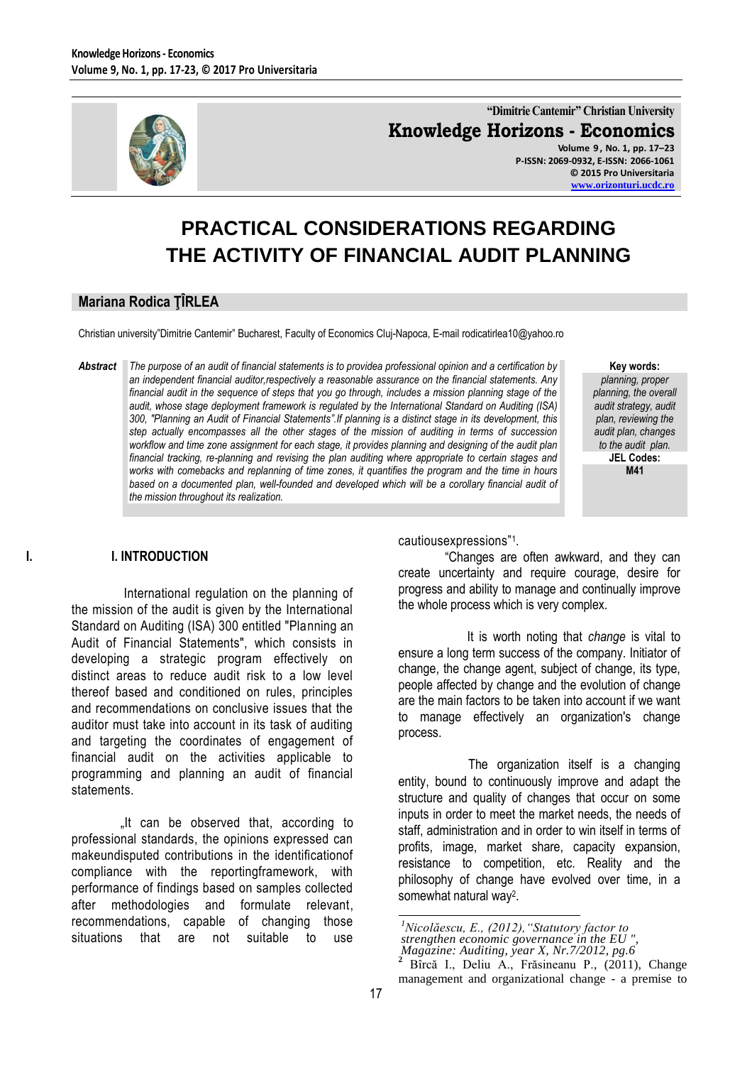"Dimitrie Cantemir" Christian University

**Knowledge Horizons - Economics**

Volume 9, No. 1, pp. 17–23
P-ISSN: 2069-0932, E-ISSN: 2066-1061
© 2015 Pro Universitaria
www.orizonturi.ucdc.ro

# PRACTICAL CONSIDERATIONS REGARDING THE ACTIVITY OF FINANCIAL AUDIT PLANNING

**Mariana Rodica ŢÎRLEA**

Christian university"Dimitrie Cantemir" Bucharest, Faculty of Economics Cluj-Napoca, E-mail rodicatirlea10@yahoo.ro

***Abstract*** *The purpose of an audit of financial statements is to providea professional opinion and a certification by an independent financial auditor,respectively a reasonable assurance on the financial statements. Any financial audit in the sequence of steps that you go through, includes a mission planning stage of the audit, whose stage deployment framework is regulated by the International Standard on Auditing (ISA) 300, "Planning an Audit of Financial Statements".If planning is a distinct stage in its development, this step actually encompasses all the other stages of the mission of auditing in terms of succession workflow and time zone assignment for each stage, it provides planning and designing of the audit plan financial tracking, re-planning and revising the plan auditing where appropriate to certain stages and works with comebacks and replanning of time zones, it quantifies the program and the time in hours based on a documented plan, well-founded and developed which will be a corollary financial audit of the mission throughout its realization.*

**Key words:** *planning, proper planning, the overall audit strategy, audit plan, reviewing the audit plan, changes to the audit plan.*

**JEL Codes:** M41

## I. INTRODUCTION

International regulation on the planning of the mission of the audit is given by the International Standard on Auditing (ISA) 300 entitled "Planning an Audit of Financial Statements", which consists in developing a strategic program effectively on distinct areas to reduce audit risk to a low level thereof based and conditioned on rules, principles and recommendations on conclusive issues that the auditor must take into account in its task of auditing and targeting the coordinates of engagement of financial audit on the activities applicable to programming and planning an audit of financial statements.

„It can be observed that, according to professional standards, the opinions expressed can makeundisputed contributions in the identificationof compliance with the reportingframework, with performance of findings based on samples collected after methodologies and formulate relevant, recommendations, capable of changing those situations that are not suitable to use cautiousexpressions"[1].

"Changes are often awkward, and they can create uncertainty and require courage, desire for progress and ability to manage and continually improve the whole process which is very complex.

It is worth noting that *change* is vital to ensure a long term success of the company. Initiator of change, the change agent, subject of change, its type, people affected by change and the evolution of change are the main factors to be taken into account if we want to manage effectively an organization's change process.

The organization itself is a changing entity, bound to continuously improve and adapt the structure and quality of changes that occur on some inputs in order to meet the market needs, the needs of staff, administration and in order to win itself in terms of profits, image, market share, capacity expansion, resistance to competition, etc. Reality and the philosophy of change have evolved over time, in a somewhat natural way[2].

---

[1] *Nicolăescu, E., (2012),"Statutory factor to strengthen economic governance in the EU ", Magazine: Auditing, year X, Nr.7/2012, pg.6*

[2] Bîrcă I., Deliu A., Frăsineanu P., (2011), Change management and organizational change - a premise to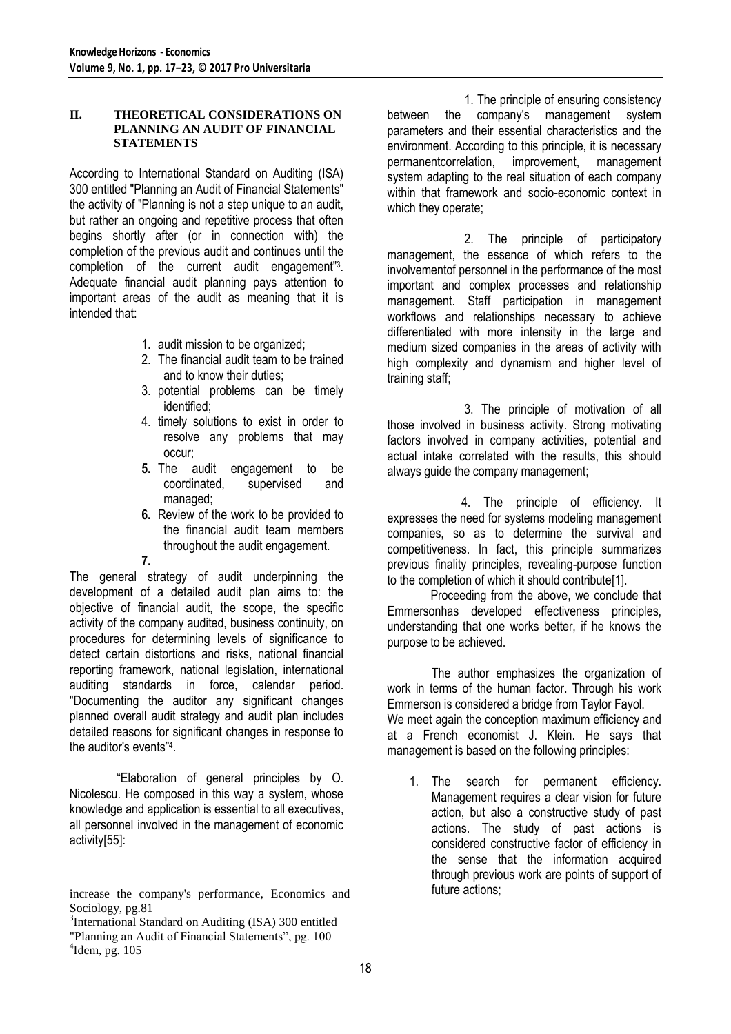## II. THEORETICAL CONSIDERATIONS ON PLANNING AN AUDIT OF FINANCIAL STATEMENTS

According to International Standard on Auditing (ISA) 300 entitled "Planning an Audit of Financial Statements" the activity of "Planning is not a step unique to an audit, but rather an ongoing and repetitive process that often begins shortly after (or in connection with) the completion of the previous audit and continues until the completion of the current audit engagement"[3]. Adequate financial audit planning pays attention to important areas of the audit as meaning that it is intended that:

1. audit mission to be organized;
2. The financial audit team to be trained and to know their duties;
3. potential problems can be timely identified;
4. timely solutions to exist in order to resolve any problems that may occur;
5. The audit engagement to be coordinated, supervised and managed;
6. Review of the work to be provided to the financial audit team members throughout the audit engagement.
7.

The general strategy of audit underpinning the development of a detailed audit plan aims to: the objective of financial audit, the scope, the specific activity of the company audited, business continuity, on procedures for determining levels of significance to detect certain distortions and risks, national financial reporting framework, national legislation, international auditing standards in force, calendar period. "Documenting the auditor any significant changes planned overall audit strategy and audit plan includes detailed reasons for significant changes in response to the auditor's events"[4].

"Elaboration of general principles by O. Nicolescu. He composed in this way a system, whose knowledge and application is essential to all executives, all personnel involved in the management of economic activity[55]:

1. The principle of ensuring consistency between the company's management system parameters and their essential characteristics and the environment. According to this principle, it is necessary permanentcorrelation, improvement, management system adapting to the real situation of each company within that framework and socio-economic context in which they operate;

2. The principle of participatory management, the essence of which refers to the involvementof personnel in the performance of the most important and complex processes and relationship management. Staff participation in management workflows and relationships necessary to achieve differentiated with more intensity in the large and medium sized companies in the areas of activity with high complexity and dynamism and higher level of training staff;

3. The principle of motivation of all those involved in business activity. Strong motivating factors involved in company activities, potential and actual intake correlated with the results, this should always guide the company management;

4. The principle of efficiency. It expresses the need for systems modeling management companies, so as to determine the survival and competitiveness. In fact, this principle summarizes previous finality principles, revealing-purpose function to the completion of which it should contribute[1].

Proceeding from the above, we conclude that Emmersonhas developed effectiveness principles, understanding that one works better, if he knows the purpose to be achieved.

The author emphasizes the organization of work in terms of the human factor. Through his work Emmerson is considered a bridge from Taylor Fayol. We meet again the conception maximum efficiency and at a French economist J. Klein. He says that management is based on the following principles:

1. The search for permanent efficiency. Management requires a clear vision for future action, but also a constructive study of past actions. The study of past actions is considered constructive factor of efficiency in the sense that the information acquired through previous work are points of support of future actions;

---

increase the company's performance, Economics and Sociology, pg.81

[3] International Standard on Auditing (ISA) 300 entitled "Planning an Audit of Financial Statements", pg. 100

[4] Idem, pg. 105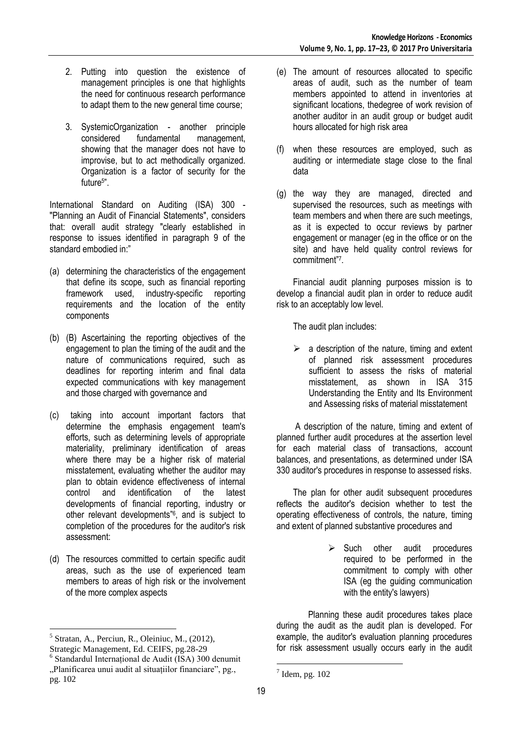2. Putting into question the existence of management principles is one that highlights the need for continuous research performance to adapt them to the new general time course;

3. SystemicOrganization - another principle considered fundamental management, showing that the manager does not have to improvise, but to act methodically organized. Organization is a factor of security for the future[5]".

International Standard on Auditing (ISA) 300 - "Planning an Audit of Financial Statements", considers that: overall audit strategy "clearly established in response to issues identified in paragraph 9 of the standard embodied in:"

(a) determining the characteristics of the engagement that define its scope, such as financial reporting framework used, industry-specific reporting requirements and the location of the entity components

(b) (B) Ascertaining the reporting objectives of the engagement to plan the timing of the audit and the nature of communications required, such as deadlines for reporting interim and final data expected communications with key management and those charged with governance and

(c) taking into account important factors that determine the emphasis engagement team's efforts, such as determining levels of appropriate materiality, preliminary identification of areas where there may be a higher risk of material misstatement, evaluating whether the auditor may plan to obtain evidence effectiveness of internal control and identification of the latest developments of financial reporting, industry or other relevant developments"[6], and is subject to completion of the procedures for the auditor's risk assessment:

(d) The resources committed to certain specific audit areas, such as the use of experienced team members to areas of high risk or the involvement of the more complex aspects

(e) The amount of resources allocated to specific areas of audit, such as the number of team members appointed to attend in inventories at significant locations, thedegree of work revision of another auditor in an audit group or budget audit hours allocated for high risk area

(f) when these resources are employed, such as auditing or intermediate stage close to the final data

(g) the way they are managed, directed and supervised the resources, such as meetings with team members and when there are such meetings, as it is expected to occur reviews by partner engagement or manager (eg in the office or on the site) and have held quality control reviews for commitment"[7].

Financial audit planning purposes mission is to develop a financial audit plan in order to reduce audit risk to an acceptably low level.

The audit plan includes:

- a description of the nature, timing and extent of planned risk assessment procedures sufficient to assess the risks of material misstatement, as shown in ISA 315 Understanding the Entity and Its Environment and Assessing risks of material misstatement

A description of the nature, timing and extent of planned further audit procedures at the assertion level for each material class of transactions, account balances, and presentations, as determined under ISA 330 auditor's procedures in response to assessed risks.

The plan for other audit subsequent procedures reflects the auditor's decision whether to test the operating effectiveness of controls, the nature, timing and extent of planned substantive procedures and

- Such other audit procedures required to be performed in the commitment to comply with other ISA (eg the guiding communication with the entity's lawyers)

Planning these audit procedures takes place during the audit as the audit plan is developed. For example, the auditor's evaluation planning procedures for risk assessment usually occurs early in the audit

---

[5] Stratan, A., Perciun, R., Oleiniuc, M., (2012), Strategic Management, Ed. CEIFS, pg.28-29

[6] Standardul Internațional de Audit (ISA) 300 denumit „Planificarea unui audit al situațiilor financiare", pg., pg. 102

[7] Idem, pg. 102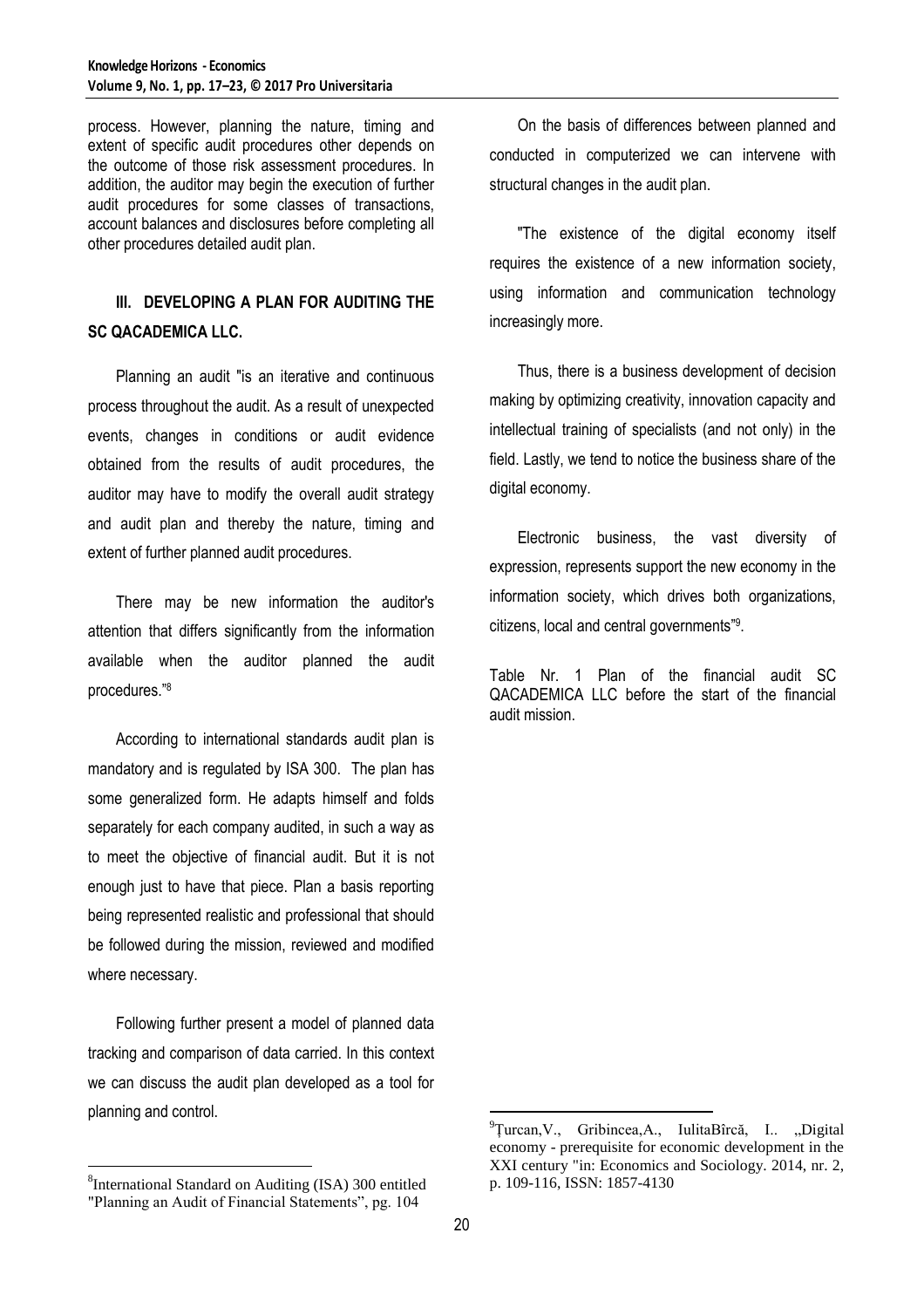process. However, planning the nature, timing and extent of specific audit procedures other depends on the outcome of those risk assessment procedures. In addition, the auditor may begin the execution of further audit procedures for some classes of transactions, account balances and disclosures before completing all other procedures detailed audit plan.

## III. DEVELOPING A PLAN FOR AUDITING THE SC QACADEMICA LLC.

Planning an audit "is an iterative and continuous process throughout the audit. As a result of unexpected events, changes in conditions or audit evidence obtained from the results of audit procedures, the auditor may have to modify the overall audit strategy and audit plan and thereby the nature, timing and extent of further planned audit procedures.

There may be new information the auditor's attention that differs significantly from the information available when the auditor planned the audit procedures."[8]

According to international standards audit plan is mandatory and is regulated by ISA 300. The plan has some generalized form. He adapts himself and folds separately for each company audited, in such a way as to meet the objective of financial audit. But it is not enough just to have that piece. Plan a basis reporting being represented realistic and professional that should be followed during the mission, reviewed and modified where necessary.

Following further present a model of planned data tracking and comparison of data carried. In this context we can discuss the audit plan developed as a tool for planning and control.

On the basis of differences between planned and conducted in computerized we can intervene with structural changes in the audit plan.

"The existence of the digital economy itself requires the existence of a new information society, using information and communication technology increasingly more.

Thus, there is a business development of decision making by optimizing creativity, innovation capacity and intellectual training of specialists (and not only) in the field. Lastly, we tend to notice the business share of the digital economy.

Electronic business, the vast diversity of expression, represents support the new economy in the information society, which drives both organizations, citizens, local and central governments"[9].

Table Nr. 1 Plan of the financial audit SC QACADEMICA LLC before the start of the financial audit mission.

---

[8] International Standard on Auditing (ISA) 300 entitled "Planning an Audit of Financial Statements", pg. 104

[9] Țurcan,V., Gribincea,A., IulitaBîrcă, I.. „Digital economy - prerequisite for economic development in the XXI century "in: Economics and Sociology. 2014, nr. 2, p. 109-116, ISSN: 1857-4130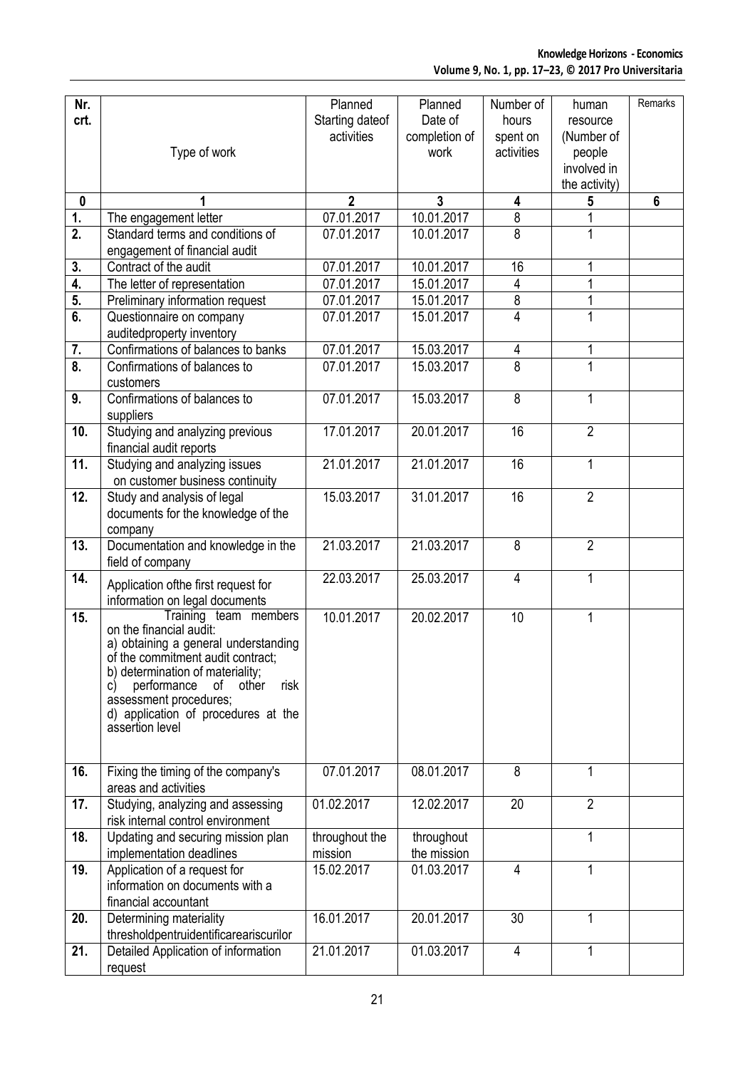| Nr. crt. | Type of work | Planned Starting dateof activities | Planned Date of completion of work | Number of hours spent on activities | human resource (Number of people involved in the activity) | Remarks |
|---|---|---|---|---|---|---|
| 0 | 1 | 2 | 3 | 4 | 5 | 6 |
| 1. | The engagement letter | 07.01.2017 | 10.01.2017 | 8 | 1 | |
| 2. | Standard terms and conditions of engagement of financial audit | 07.01.2017 | 10.01.2017 | 8 | 1 | |
| 3. | Contract of the audit | 07.01.2017 | 10.01.2017 | 16 | 1 | |
| 4. | The letter of representation | 07.01.2017 | 15.01.2017 | 4 | 1 | |
| 5. | Preliminary information request | 07.01.2017 | 15.01.2017 | 8 | 1 | |
| 6. | Questionnaire on company auditedproperty inventory | 07.01.2017 | 15.01.2017 | 4 | 1 | |
| 7. | Confirmations of balances to banks | 07.01.2017 | 15.03.2017 | 4 | 1 | |
| 8. | Confirmations of balances to customers | 07.01.2017 | 15.03.2017 | 8 | 1 | |
| 9. | Confirmations of balances to suppliers | 07.01.2017 | 15.03.2017 | 8 | 1 | |
| 10. | Studying and analyzing previous financial audit reports | 17.01.2017 | 20.01.2017 | 16 | 2 | |
| 11. | Studying and analyzing issues on customer business continuity | 21.01.2017 | 21.01.2017 | 16 | 1 | |
| 12. | Study and analysis of legal documents for the knowledge of the company | 15.03.2017 | 31.01.2017 | 16 | 2 | |
| 13. | Documentation and knowledge in the field of company | 21.03.2017 | 21.03.2017 | 8 | 2 | |
| 14. | Application ofthe first request for information on legal documents | 22.03.2017 | 25.03.2017 | 4 | 1 | |
| 15. | Training team members on the financial audit: a) obtaining a general understanding of the commitment audit contract; b) determination of materiality; c) performance of other risk assessment procedures; d) application of procedures at the assertion level | 10.01.2017 | 20.02.2017 | 10 | 1 | |
| 16. | Fixing the timing of the company's areas and activities | 07.01.2017 | 08.01.2017 | 8 | 1 | |
| 17. | Studying, analyzing and assessing risk internal control environment | 01.02.2017 | 12.02.2017 | 20 | 2 | |
| 18. | Updating and securing mission plan implementation deadlines | throughout the mission | throughout the mission | | 1 | |
| 19. | Application of a request for information on documents with a financial accountant | 15.02.2017 | 01.03.2017 | 4 | 1 | |
| 20. | Determining materiality thresholdpentruidentificareariscurilor | 16.01.2017 | 20.01.2017 | 30 | 1 | |
| 21. | Detailed Application of information request | 21.01.2017 | 01.03.2017 | 4 | 1 | |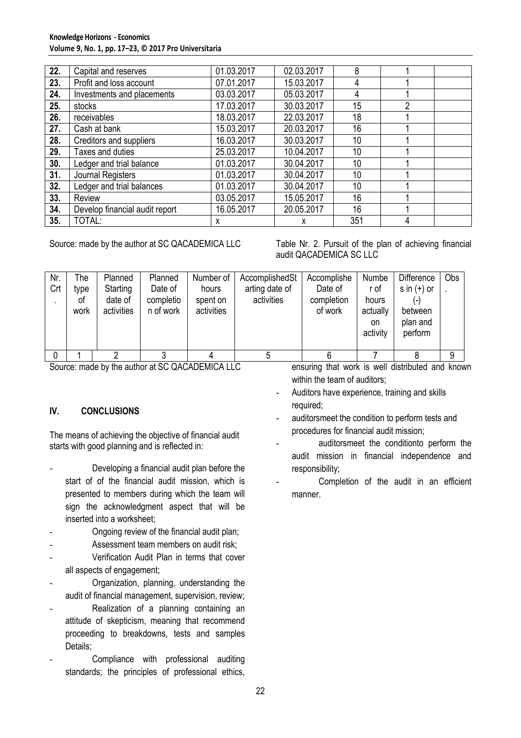| 22. | Capital and reserves | 01.03.2017 | 02.03.2017 | 8 | 1 | |
|---|---|---|---|---|---|---|
| 23. | Profit and loss account | 07.01.2017 | 15.03.2017 | 4 | 1 | |
| 24. | Investments and placements | 03.03.2017 | 05.03.2017 | 4 | 1 | |
| 25. | stocks | 17.03.2017 | 30.03.2017 | 15 | 2 | |
| 26. | receivables | 18.03.2017 | 22.03.2017 | 18 | 1 | |
| 27. | Cash at bank | 15.03.2017 | 20.03.2017 | 16 | 1 | |
| 28. | Creditors and suppliers | 16.03.2017 | 30.03.2017 | 10 | 1 | |
| 29. | Taxes and duties | 25.03.2017 | 10.04.2017 | 10 | 1 | |
| 30. | Ledger and trial balance | 01.03.2017 | 30.04.2017 | 10 | 1 | |
| 31. | Journal Registers | 01.03.2017 | 30.04.2017 | 10 | 1 | |
| 32. | Ledger and trial balances | 01.03.2017 | 30.04.2017 | 10 | 1 | |
| 33. | Review | 03.05.2017 | 15.05.2017 | 16 | 1 | |
| 34. | Develop financial audit report | 16.05.2017 | 20.05.2017 | 16 | 1 | |
| 35. | TOTAL: | x | x | 351 | 4 | |

Source: made by the author at SC QACADEMICA LLC

Table Nr. 2. Pursuit of the plan of achieving financial audit QACADEMICA SC LLC

| Nr. Crt. | The type of work | Planned Starting date of activities | Planned Date of completion of work | Number of hours spent on activities | AccomplishedStarting date of activities | Accomplished Date of completion of work | Number of hours actually on activity | Differences in (+) or (-) between plan and perform | Obs. |
|---|---|---|---|---|---|---|---|---|---|
| 0 | 1 | 2 | 3 | 4 | 5 | 6 | 7 | 8 | 9 |

Source: made by the author at SC QACADEMICA LLC

## IV. CONCLUSIONS

The means of achieving the objective of financial audit starts with good planning and is reflected in:

- Developing a financial audit plan before the start of of the financial audit mission, which is presented to members during which the team will sign the acknowledgment aspect that will be inserted into a worksheet;
- Ongoing review of the financial audit plan;
- Assessment team members on audit risk;
- Verification Audit Plan in terms that cover all aspects of engagement;
- Organization, planning, understanding the audit of financial management, supervision, review;
- Realization of a planning containing an attitude of skepticism, meaning that recommend proceeding to breakdowns, tests and samples Details;
- Compliance with professional auditing standards; the principles of professional ethics, ensuring that work is well distributed and known within the team of auditors;
- Auditors have experience, training and skills required;
- auditorsmeet the condition to perform tests and procedures for financial audit mission;
- auditorsmeet the conditionto perform the audit mission in financial independence and responsibility;
- Completion of the audit in an efficient manner.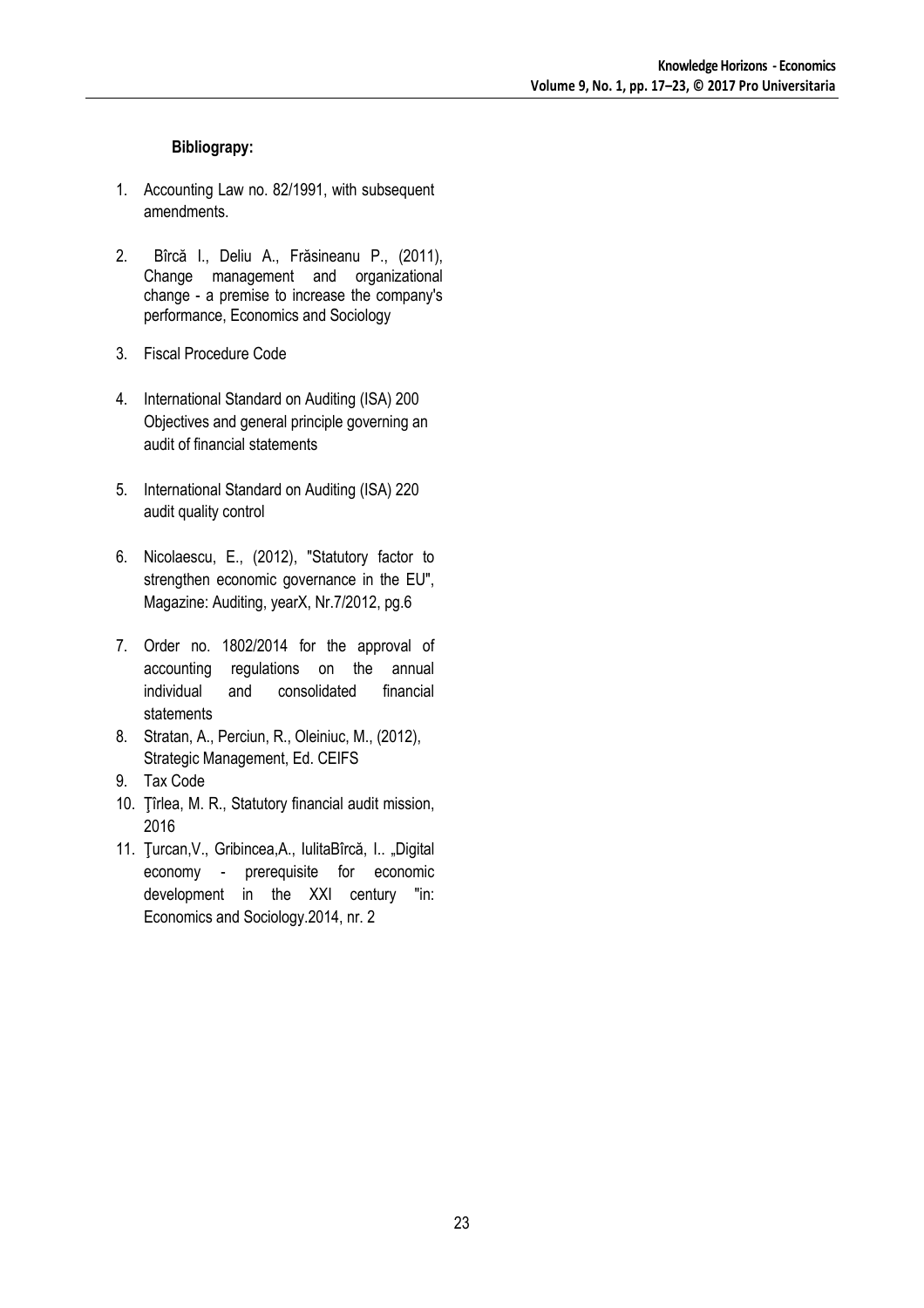**Bibliograpy:**

1. Accounting Law no. 82/1991, with subsequent amendments.

2. Bîrcă I., Deliu A., Frăsineanu P., (2011), Change management and organizational change - a premise to increase the company's performance, Economics and Sociology

3. Fiscal Procedure Code

4. International Standard on Auditing (ISA) 200 Objectives and general principle governing an audit of financial statements

5. International Standard on Auditing (ISA) 220 audit quality control

6. Nicolaescu, E., (2012), "Statutory factor to strengthen economic governance in the EU", Magazine: Auditing, yearX, Nr.7/2012, pg.6

7. Order no. 1802/2014 for the approval of accounting regulations on the annual individual and consolidated financial statements
8. Stratan, A., Perciun, R., Oleiniuc, M., (2012), Strategic Management, Ed. CEIFS
9. Tax Code
10. Ţîrlea, M. R., Statutory financial audit mission, 2016
11. Ţurcan,V., Gribincea,A., IulitaBîrcă, I.. „Digital economy - prerequisite for economic development in the XXI century "in: Economics and Sociology.2014, nr. 2